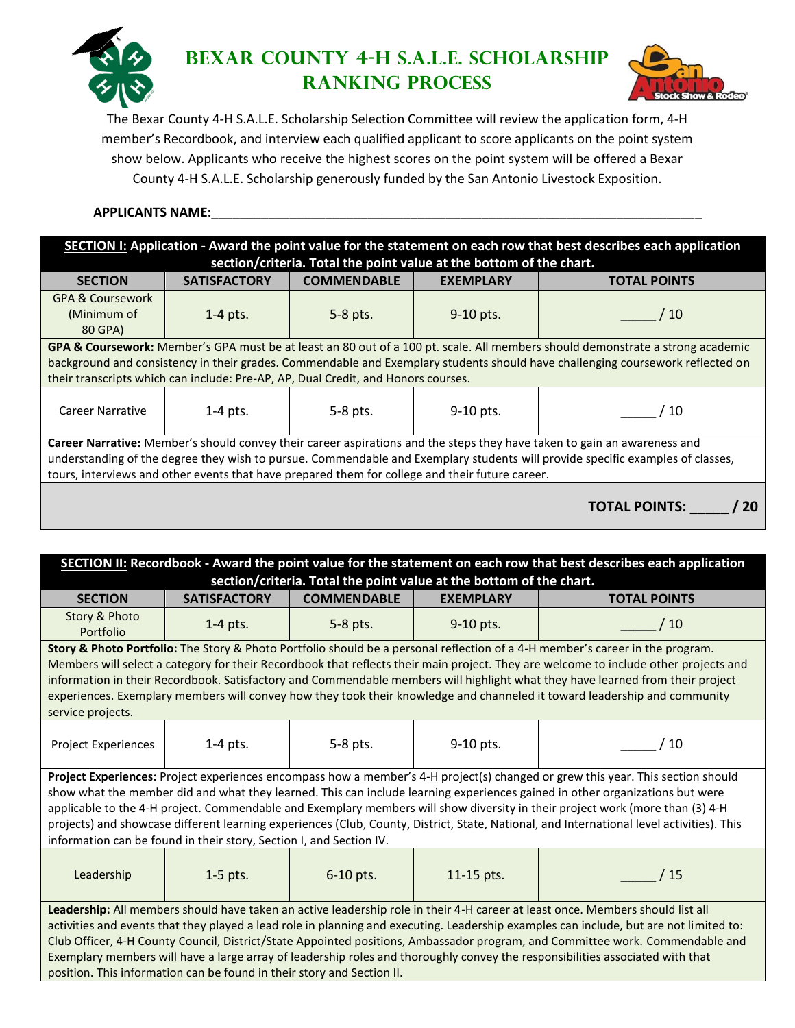# Bexar County 4-H S.A.L.E. Scholarship Ranking Process

The Bexar County 4-H S.A.L.E. Scholarship Selection Committee will review the application form, 4-H member's Recordbook, and interview each qualified applicant to score applicants on the point system show below. Applicants who receive the highest scores on the point system will be offered a Bexar County 4-H S.A.L.E. Scholarship generously funded by the San Antonio Livestock Exposition.

**APPLICANTS NAME:**\_\_\_\_\_\_\_\_\_\_\_\_\_\_\_\_\_\_\_\_\_\_\_\_\_\_\_\_\_\_\_\_\_\_\_\_\_\_\_\_\_\_\_\_\_\_\_\_\_\_\_\_\_\_\_\_\_\_\_\_\_\_\_\_\_\_\_\_\_\_

**SECTION I: Application - Award the point value for the statement on each row that best describes each application section/criteria. Total the point value at the bottom of the chart.**

| SECTION | SATISFACTORY | COMMENDABLE | EXEMPLARY | TOTAL POINTS |
|---|---|---|---|---|
| GPA & Coursework (Minimum of 80 GPA) | 1-4 pts. | 5-8 pts. | 9-10 pts. | \_\_\_\_\_ / 10 |
| **GPA & Coursework:** Member's GPA must be at least an 80 out of a 100 pt. scale. All members should demonstrate a strong academic background and consistency in their grades. Commendable and Exemplary students should have challenging coursework reflected on their transcripts which can include: Pre-AP, AP, Dual Credit, and Honors courses. | | | | |
| Career Narrative | 1-4 pts. | 5-8 pts. | 9-10 pts. | \_\_\_\_\_ / 10 |
| **Career Narrative:** Member's should convey their career aspirations and the steps they have taken to gain an awareness and understanding of the degree they wish to pursue. Commendable and Exemplary students will provide specific examples of classes, tours, interviews and other events that have prepared them for college and their future career. | | | | |
| | | | | **TOTAL POINTS: \_\_\_\_\_ / 20** |

**SECTION II: Recordbook - Award the point value for the statement on each row that best describes each application section/criteria. Total the point value at the bottom of the chart.**

| SECTION | SATISFACTORY | COMMENDABLE | EXEMPLARY | TOTAL POINTS |
|---|---|---|---|---|
| Story & Photo Portfolio | 1-4 pts. | 5-8 pts. | 9-10 pts. | \_\_\_\_\_ / 10 |
| **Story & Photo Portfolio:** The Story & Photo Portfolio should be a personal reflection of a 4-H member's career in the program. Members will select a category for their Recordbook that reflects their main project. They are welcome to include other projects and information in their Recordbook. Satisfactory and Commendable members will highlight what they have learned from their project experiences. Exemplary members will convey how they took their knowledge and channeled it toward leadership and community service projects. | | | | |
| Project Experiences | 1-4 pts. | 5-8 pts. | 9-10 pts. | \_\_\_\_\_ / 10 |
| **Project Experiences:** Project experiences encompass how a member's 4-H project(s) changed or grew this year. This section should show what the member did and what they learned. This can include learning experiences gained in other organizations but were applicable to the 4-H project. Commendable and Exemplary members will show diversity in their project work (more than (3) 4-H projects) and showcase different learning experiences (Club, County, District, State, National, and International level activities). This information can be found in their story, Section I, and Section IV. | | | | |
| Leadership | 1-5 pts. | 6-10 pts. | 11-15 pts. | \_\_\_\_\_ / 15 |
| **Leadership:** All members should have taken an active leadership role in their 4-H career at least once. Members should list all activities and events that they played a lead role in planning and executing. Leadership examples can include, but are not limited to: Club Officer, 4-H County Council, District/State Appointed positions, Ambassador program, and Committee work. Commendable and Exemplary members will have a large array of leadership roles and thoroughly convey the responsibilities associated with that position. This information can be found in their story and Section II. | | | | |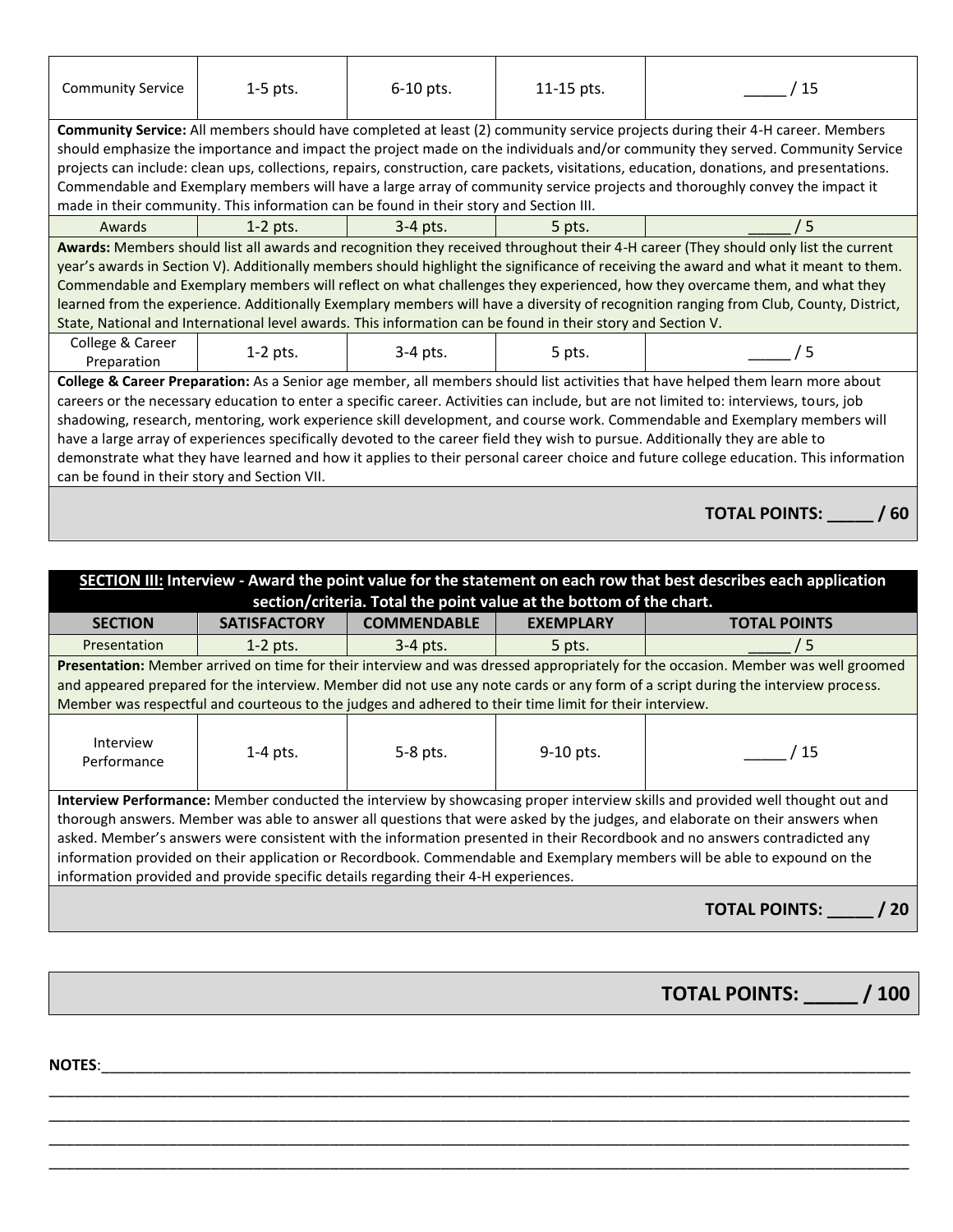| | | | | |
|---|---|---|---|---|
| Community Service | 1-5 pts. | 6-10 pts. | 11-15 pts. | _____ / 15 |
| **Community Service:** All members should have completed at least (2) community service projects during their 4-H career. Members should emphasize the importance and impact the project made on the individuals and/or community they served. Community Service projects can include: clean ups, collections, repairs, construction, care packets, visitations, education, donations, and presentations. Commendable and Exemplary members will have a large array of community service projects and thoroughly convey the impact it made in their community. This information can be found in their story and Section III. | | | | |
| Awards | 1-2 pts. | 3-4 pts. | 5 pts. | _____ / 5 |
| **Awards:** Members should list all awards and recognition they received throughout their 4-H career (They should only list the current year's awards in Section V). Additionally members should highlight the significance of receiving the award and what it meant to them. Commendable and Exemplary members will reflect on what challenges they experienced, how they overcame them, and what they learned from the experience. Additionally Exemplary members will have a diversity of recognition ranging from Club, County, District, State, National and International level awards. This information can be found in their story and Section V. | | | | |
| College & Career Preparation | 1-2 pts. | 3-4 pts. | 5 pts. | _____ / 5 |
| **College & Career Preparation:** As a Senior age member, all members should list activities that have helped them learn more about careers or the necessary education to enter a specific career. Activities can include, but are not limited to: interviews, tours, job shadowing, research, mentoring, work experience skill development, and course work. Commendable and Exemplary members will have a large array of experiences specifically devoted to the career field they wish to pursue. Additionally they are able to demonstrate what they have learned and how it applies to their personal career choice and future college education. This information can be found in their story and Section VII. | | | | |
| | | | | **TOTAL POINTS: _____ / 60** |

| **SECTION III: Interview - Award the point value for the statement on each row that best describes each application section/criteria. Total the point value at the bottom of the chart.** | | | | |
|---|---|---|---|---|
| **SECTION** | **SATISFACTORY** | **COMMENDABLE** | **EXEMPLARY** | **TOTAL POINTS** |
| Presentation | 1-2 pts. | 3-4 pts. | 5 pts. | _____ / 5 |
| **Presentation:** Member arrived on time for their interview and was dressed appropriately for the occasion. Member was well groomed and appeared prepared for the interview. Member did not use any note cards or any form of a script during the interview process. Member was respectful and courteous to the judges and adhered to their time limit for their interview. | | | | |
| Interview Performance | 1-4 pts. | 5-8 pts. | 9-10 pts. | _____ / 15 |
| **Interview Performance:** Member conducted the interview by showcasing proper interview skills and provided well thought out and thorough answers. Member was able to answer all questions that were asked by the judges, and elaborate on their answers when asked. Member's answers were consistent with the information presented in their Recordbook and no answers contradicted any information provided on their application or Recordbook. Commendable and Exemplary members will be able to expound on the information provided and provide specific details regarding their 4-H experiences. | | | | |
| | | | | **TOTAL POINTS: _____ / 20** |

**TOTAL POINTS: _____ / 100**

**NOTES**:____________________________________________________________________________________________
____________________________________________________________________________________________________
____________________________________________________________________________________________________
____________________________________________________________________________________________________
____________________________________________________________________________________________________